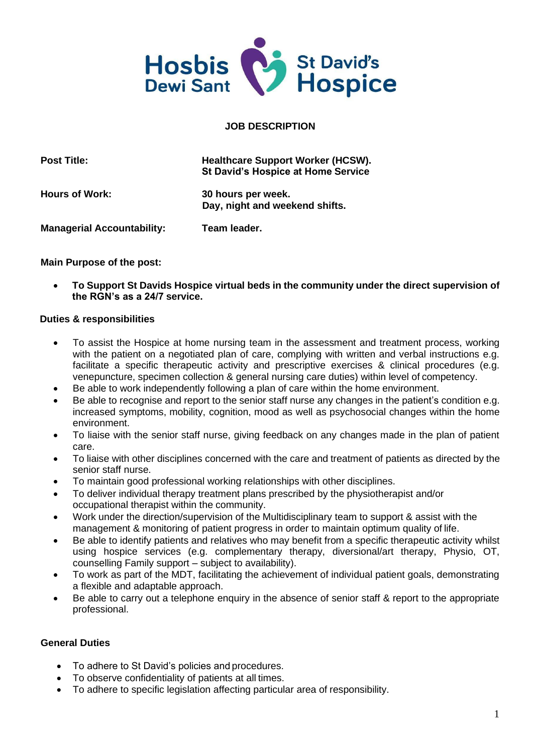Hosbis Dewi Sant | St David's Hospice

# JOB DESCRIPTION

| | |
|---|---|
| **Post Title:** | **Healthcare Support Worker (HCSW).**<br>**St David's Hospice at Home Service** |
| **Hours of Work:** | **30 hours per week.**<br>**Day, night and weekend shifts.** |
| **Managerial Accountability:** | **Team leader.** |

**Main Purpose of the post:**

- **To Support St Davids Hospice virtual beds in the community under the direct supervision of the RGN's as a 24/7 service.**

**Duties & responsibilities**

- To assist the Hospice at home nursing team in the assessment and treatment process, working with the patient on a negotiated plan of care, complying with written and verbal instructions e.g. facilitate a specific therapeutic activity and prescriptive exercises & clinical procedures (e.g. venepuncture, specimen collection & general nursing care duties) within level of competency.
- Be able to work independently following a plan of care within the home environment.
- Be able to recognise and report to the senior staff nurse any changes in the patient's condition e.g. increased symptoms, mobility, cognition, mood as well as psychosocial changes within the home environment.
- To liaise with the senior staff nurse, giving feedback on any changes made in the plan of patient care.
- To liaise with other disciplines concerned with the care and treatment of patients as directed by the senior staff nurse.
- To maintain good professional working relationships with other disciplines.
- To deliver individual therapy treatment plans prescribed by the physiotherapist and/or occupational therapist within the community.
- Work under the direction/supervision of the Multidisciplinary team to support & assist with the management & monitoring of patient progress in order to maintain optimum quality of life.
- Be able to identify patients and relatives who may benefit from a specific therapeutic activity whilst using hospice services (e.g. complementary therapy, diversional/art therapy, Physio, OT, counselling Family support – subject to availability).
- To work as part of the MDT, facilitating the achievement of individual patient goals, demonstrating a flexible and adaptable approach.
- Be able to carry out a telephone enquiry in the absence of senior staff & report to the appropriate professional.

**General Duties**

- To adhere to St David's policies and procedures.
- To observe confidentiality of patients at all times.
- To adhere to specific legislation affecting particular area of responsibility.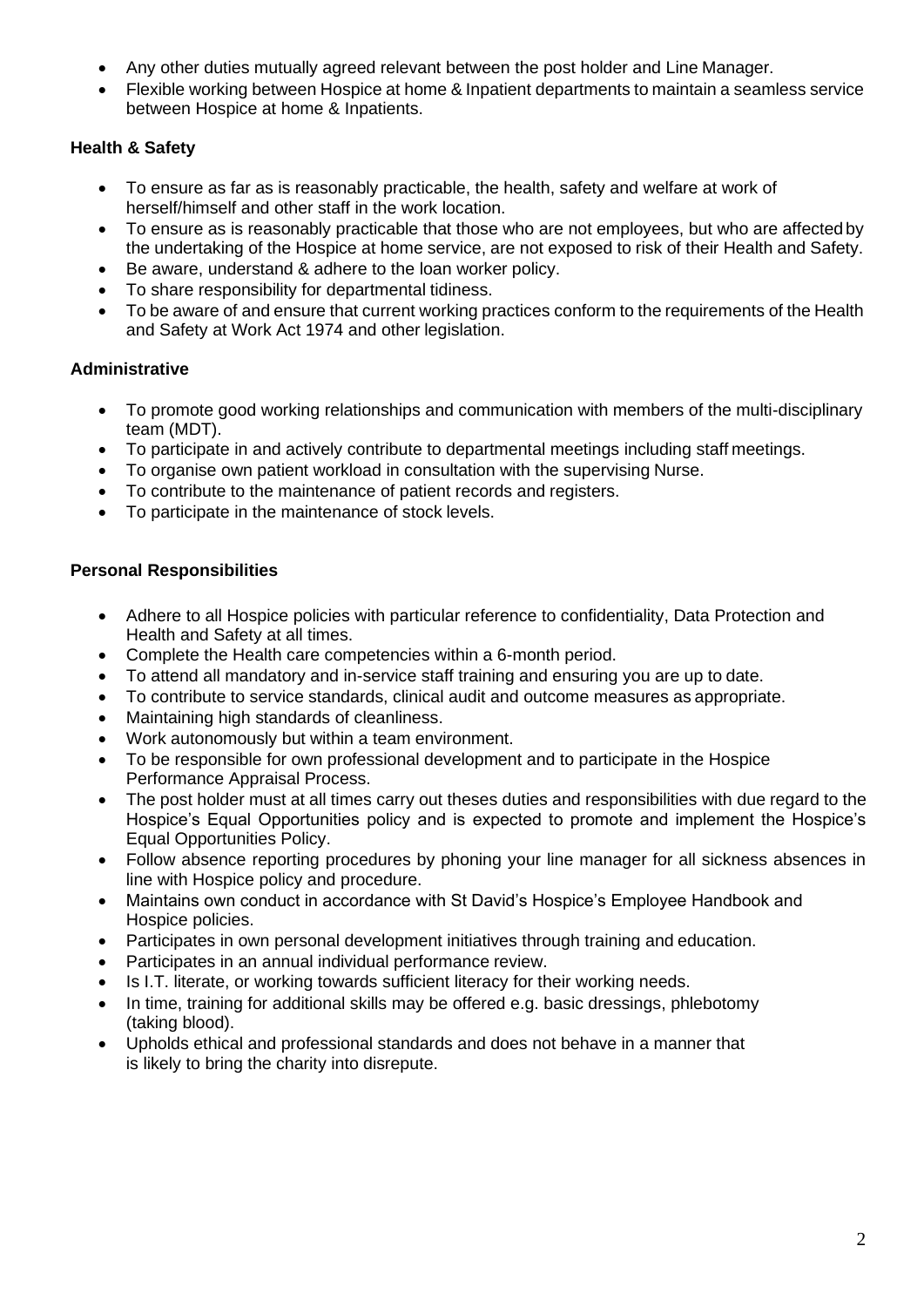- Any other duties mutually agreed relevant between the post holder and Line Manager.
- Flexible working between Hospice at home & Inpatient departments to maintain a seamless service between Hospice at home & Inpatients.

**Health & Safety**

- To ensure as far as is reasonably practicable, the health, safety and welfare at work of herself/himself and other staff in the work location.
- To ensure as is reasonably practicable that those who are not employees, but who are affected by the undertaking of the Hospice at home service, are not exposed to risk of their Health and Safety.
- Be aware, understand & adhere to the loan worker policy.
- To share responsibility for departmental tidiness.
- To be aware of and ensure that current working practices conform to the requirements of the Health and Safety at Work Act 1974 and other legislation.

**Administrative**

- To promote good working relationships and communication with members of the multi-disciplinary team (MDT).
- To participate in and actively contribute to departmental meetings including staff meetings.
- To organise own patient workload in consultation with the supervising Nurse.
- To contribute to the maintenance of patient records and registers.
- To participate in the maintenance of stock levels.

**Personal Responsibilities**

- Adhere to all Hospice policies with particular reference to confidentiality, Data Protection and Health and Safety at all times.
- Complete the Health care competencies within a 6-month period.
- To attend all mandatory and in-service staff training and ensuring you are up to date.
- To contribute to service standards, clinical audit and outcome measures as appropriate.
- Maintaining high standards of cleanliness.
- Work autonomously but within a team environment.
- To be responsible for own professional development and to participate in the Hospice Performance Appraisal Process.
- The post holder must at all times carry out theses duties and responsibilities with due regard to the Hospice's Equal Opportunities policy and is expected to promote and implement the Hospice's Equal Opportunities Policy.
- Follow absence reporting procedures by phoning your line manager for all sickness absences in line with Hospice policy and procedure.
- Maintains own conduct in accordance with St David's Hospice's Employee Handbook and Hospice policies.
- Participates in own personal development initiatives through training and education.
- Participates in an annual individual performance review.
- Is I.T. literate, or working towards sufficient literacy for their working needs.
- In time, training for additional skills may be offered e.g. basic dressings, phlebotomy (taking blood).
- Upholds ethical and professional standards and does not behave in a manner that is likely to bring the charity into disrepute.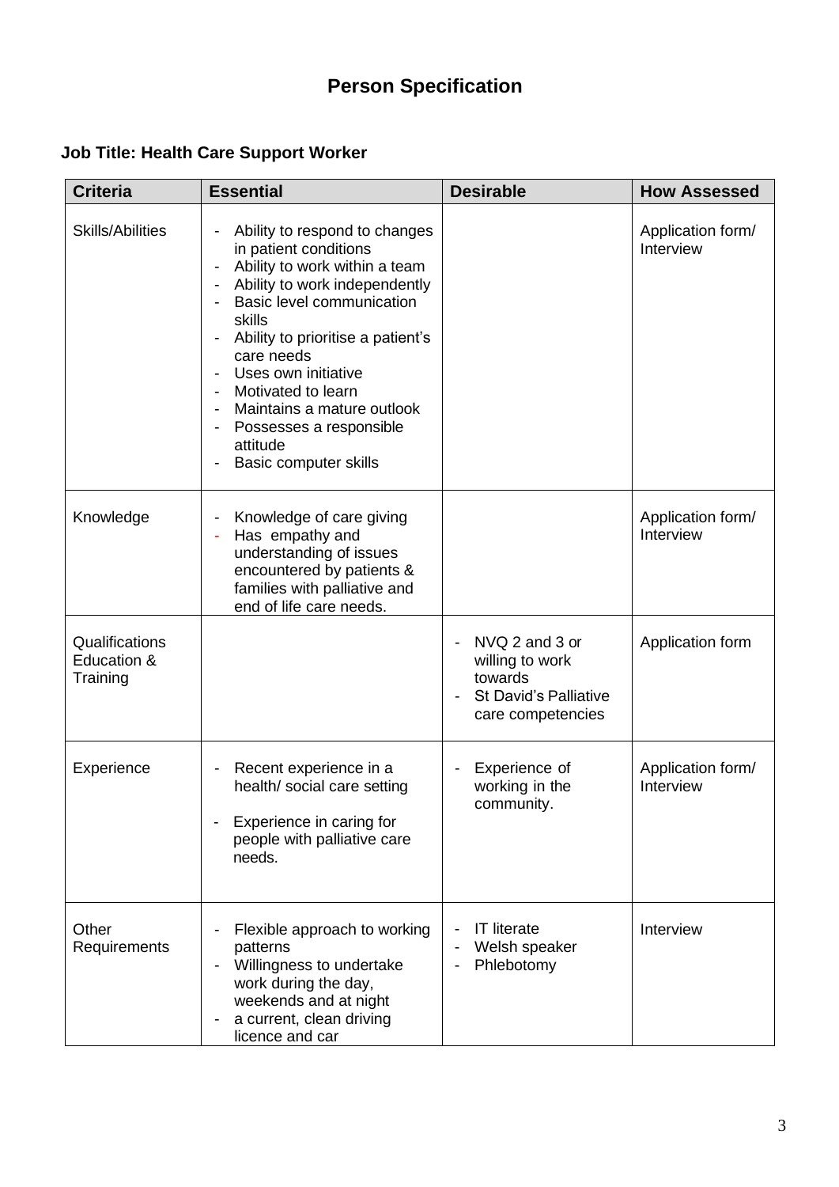# Person Specification

**Job Title: Health Care Support Worker**

| Criteria | Essential | Desirable | How Assessed |
|---|---|---|---|
| Skills/Abilities | - Ability to respond to changes in patient conditions<br>- Ability to work within a team<br>- Ability to work independently<br>- Basic level communication skills<br>- Ability to prioritise a patient's care needs<br>- Uses own initiative<br>- Motivated to learn<br>- Maintains a mature outlook<br>- Possesses a responsible attitude<br>- Basic computer skills | | Application form/ Interview |
| Knowledge | - Knowledge of care giving<br>- Has empathy and understanding of issues encountered by patients & families with palliative and end of life care needs. | | Application form/ Interview |
| Qualifications Education & Training | | - NVQ 2 and 3 or willing to work towards<br>- St David's Palliative care competencies | Application form |
| Experience | - Recent experience in a health/ social care setting<br>- Experience in caring for people with palliative care needs. | - Experience of working in the community. | Application form/ Interview |
| Other Requirements | - Flexible approach to working patterns<br>- Willingness to undertake work during the day, weekends and at night<br>- a current, clean driving licence and car | - IT literate<br>- Welsh speaker<br>- Phlebotomy | Interview |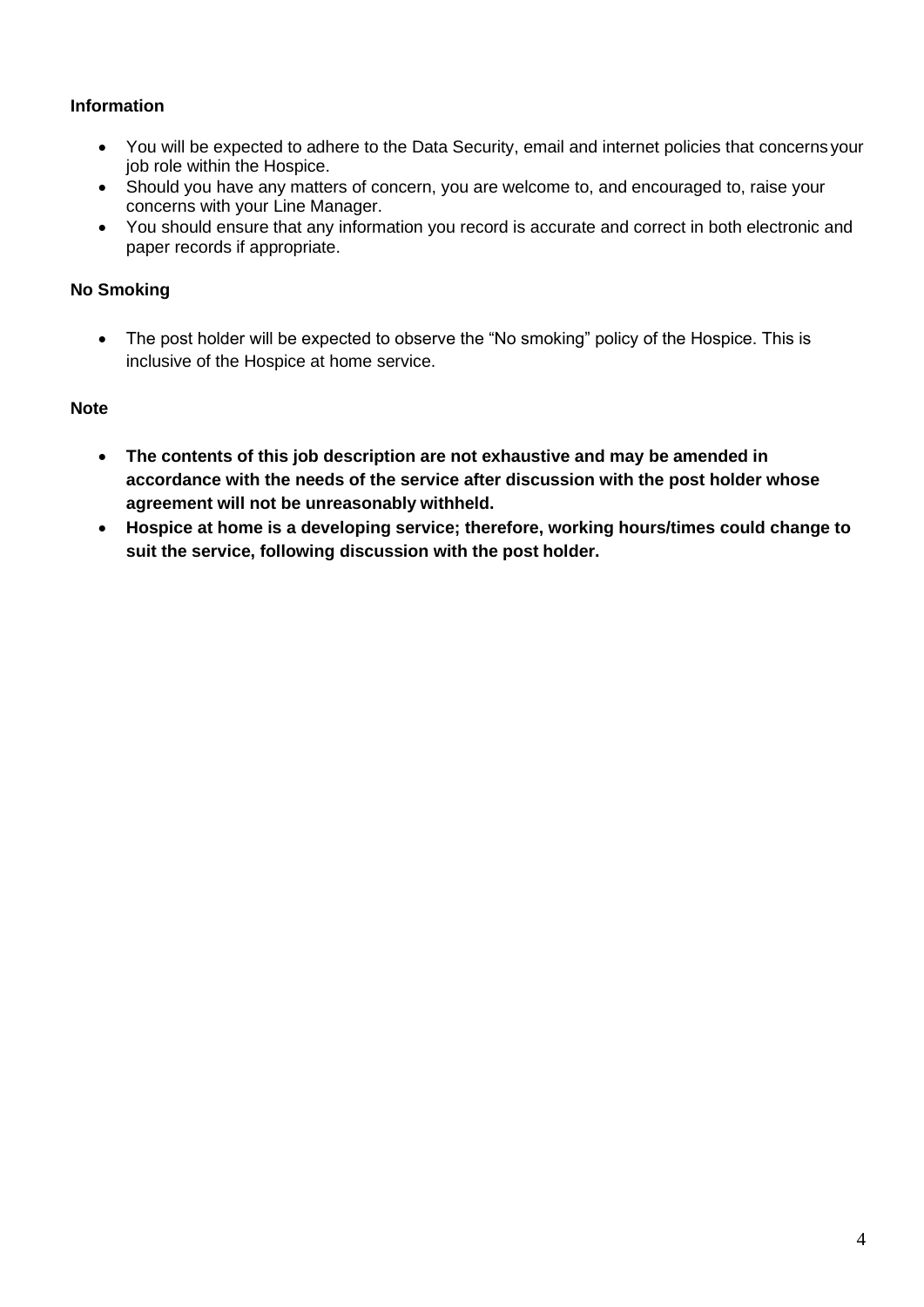**Information**

- You will be expected to adhere to the Data Security, email and internet policies that concerns your job role within the Hospice.
- Should you have any matters of concern, you are welcome to, and encouraged to, raise your concerns with your Line Manager.
- You should ensure that any information you record is accurate and correct in both electronic and paper records if appropriate.

**No Smoking**

- The post holder will be expected to observe the "No smoking" policy of the Hospice. This is inclusive of the Hospice at home service.

**Note**

- **The contents of this job description are not exhaustive and may be amended in accordance with the needs of the service after discussion with the post holder whose agreement will not be unreasonably withheld.**
- **Hospice at home is a developing service; therefore, working hours/times could change to suit the service, following discussion with the post holder.**